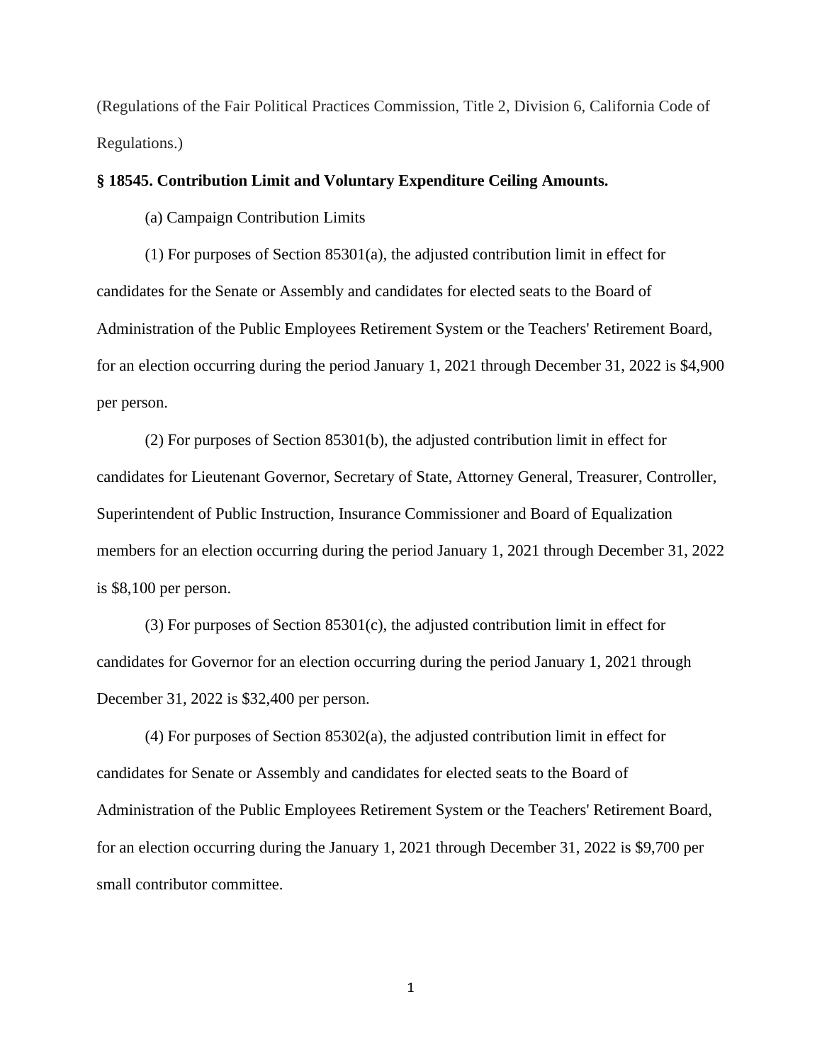(Regulations of the Fair Political Practices Commission, Title 2, Division 6, California Code of Regulations.)

**§ 18545. Contribution Limit and Voluntary Expenditure Ceiling Amounts.**

(a) Campaign Contribution Limits

(1) For purposes of Section 85301(a), the adjusted contribution limit in effect for candidates for the Senate or Assembly and candidates for elected seats to the Board of Administration of the Public Employees Retirement System or the Teachers' Retirement Board, for an election occurring during the period January 1, 2021 through December 31, 2022 is $4,900 per person.

(2) For purposes of Section 85301(b), the adjusted contribution limit in effect for candidates for Lieutenant Governor, Secretary of State, Attorney General, Treasurer, Controller, Superintendent of Public Instruction, Insurance Commissioner and Board of Equalization members for an election occurring during the period January 1, 2021 through December 31, 2022 is $8,100 per person.

(3) For purposes of Section 85301(c), the adjusted contribution limit in effect for candidates for Governor for an election occurring during the period January 1, 2021 through December 31, 2022 is $32,400 per person.

(4) For purposes of Section 85302(a), the adjusted contribution limit in effect for candidates for Senate or Assembly and candidates for elected seats to the Board of Administration of the Public Employees Retirement System or the Teachers' Retirement Board, for an election occurring during the January 1, 2021 through December 31, 2022 is $9,700 per small contributor committee.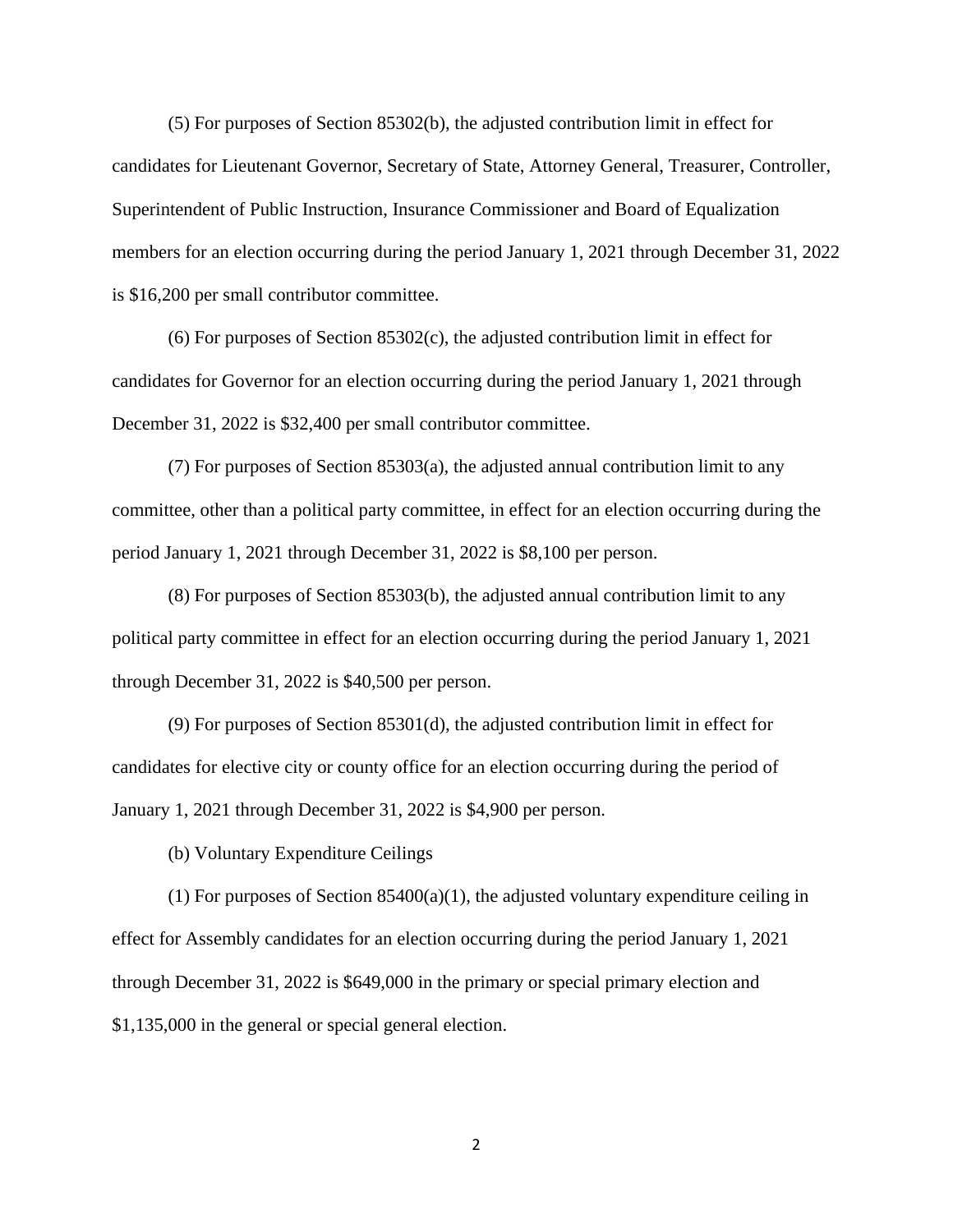(5) For purposes of Section 85302(b), the adjusted contribution limit in effect for candidates for Lieutenant Governor, Secretary of State, Attorney General, Treasurer, Controller, Superintendent of Public Instruction, Insurance Commissioner and Board of Equalization members for an election occurring during the period January 1, 2021 through December 31, 2022 is $16,200 per small contributor committee.

(6) For purposes of Section 85302(c), the adjusted contribution limit in effect for candidates for Governor for an election occurring during the period January 1, 2021 through December 31, 2022 is $32,400 per small contributor committee.

(7) For purposes of Section 85303(a), the adjusted annual contribution limit to any committee, other than a political party committee, in effect for an election occurring during the period January 1, 2021 through December 31, 2022 is $8,100 per person.

(8) For purposes of Section 85303(b), the adjusted annual contribution limit to any political party committee in effect for an election occurring during the period January 1, 2021 through December 31, 2022 is $40,500 per person.

(9) For purposes of Section 85301(d), the adjusted contribution limit in effect for candidates for elective city or county office for an election occurring during the period of January 1, 2021 through December 31, 2022 is $4,900 per person.

(b) Voluntary Expenditure Ceilings

(1) For purposes of Section 85400(a)(1), the adjusted voluntary expenditure ceiling in effect for Assembly candidates for an election occurring during the period January 1, 2021 through December 31, 2022 is $649,000 in the primary or special primary election and $1,135,000 in the general or special general election.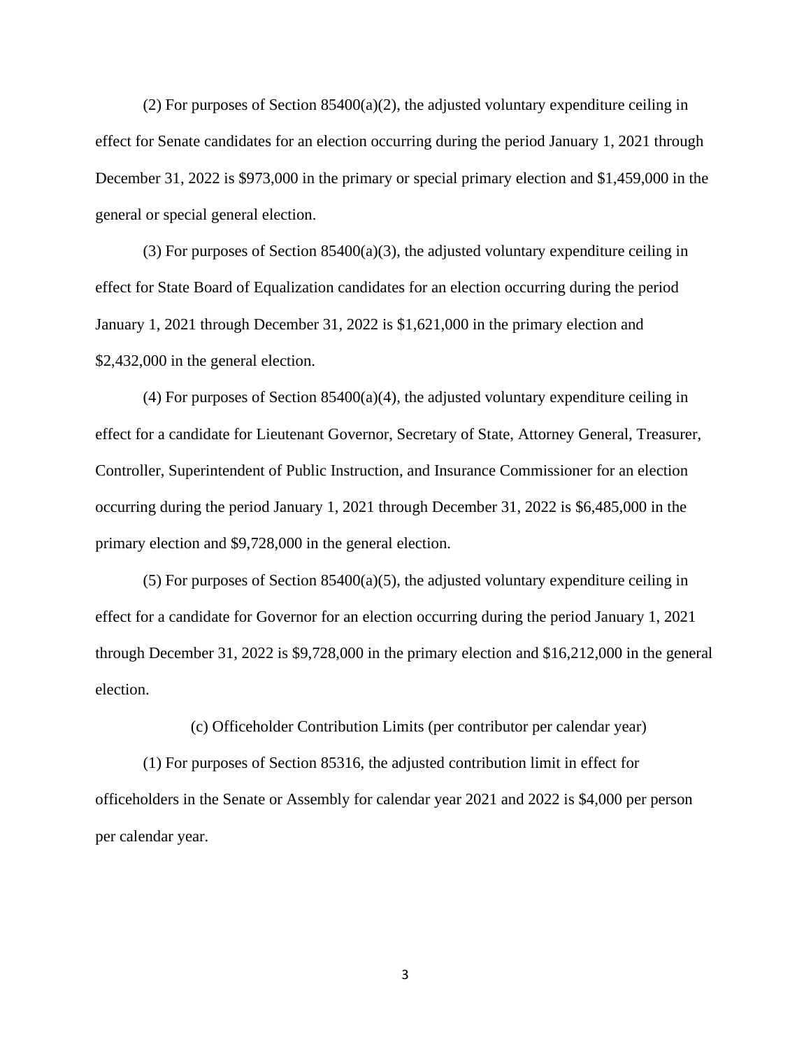(2) For purposes of Section 85400(a)(2), the adjusted voluntary expenditure ceiling in effect for Senate candidates for an election occurring during the period January 1, 2021 through December 31, 2022 is $973,000 in the primary or special primary election and $1,459,000 in the general or special general election.

(3) For purposes of Section 85400(a)(3), the adjusted voluntary expenditure ceiling in effect for State Board of Equalization candidates for an election occurring during the period January 1, 2021 through December 31, 2022 is $1,621,000 in the primary election and $2,432,000 in the general election.

(4) For purposes of Section 85400(a)(4), the adjusted voluntary expenditure ceiling in effect for a candidate for Lieutenant Governor, Secretary of State, Attorney General, Treasurer, Controller, Superintendent of Public Instruction, and Insurance Commissioner for an election occurring during the period January 1, 2021 through December 31, 2022 is $6,485,000 in the primary election and $9,728,000 in the general election.

(5) For purposes of Section 85400(a)(5), the adjusted voluntary expenditure ceiling in effect for a candidate for Governor for an election occurring during the period January 1, 2021 through December 31, 2022 is $9,728,000 in the primary election and $16,212,000 in the general election.

(c) Officeholder Contribution Limits (per contributor per calendar year)

(1) For purposes of Section 85316, the adjusted contribution limit in effect for officeholders in the Senate or Assembly for calendar year 2021 and 2022 is $4,000 per person per calendar year.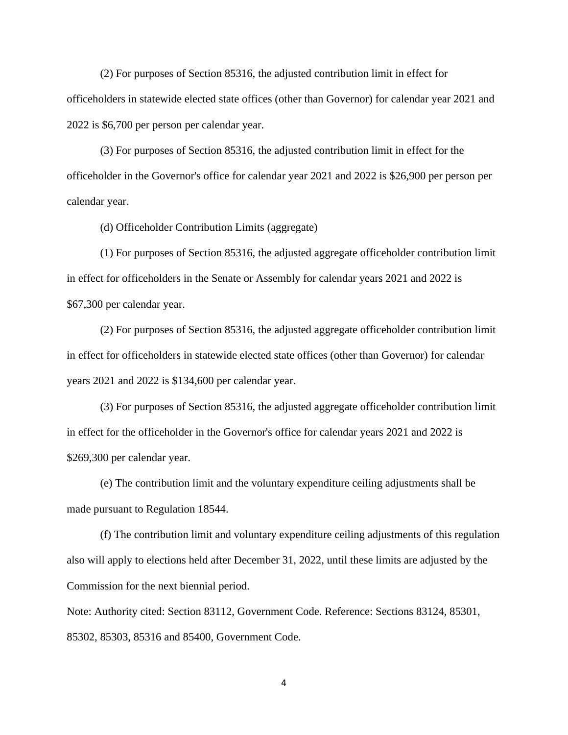(2) For purposes of Section 85316, the adjusted contribution limit in effect for officeholders in statewide elected state offices (other than Governor) for calendar year 2021 and 2022 is $6,700 per person per calendar year.

(3) For purposes of Section 85316, the adjusted contribution limit in effect for the officeholder in the Governor's office for calendar year 2021 and 2022 is $26,900 per person per calendar year.

(d) Officeholder Contribution Limits (aggregate)

(1) For purposes of Section 85316, the adjusted aggregate officeholder contribution limit in effect for officeholders in the Senate or Assembly for calendar years 2021 and 2022 is $67,300 per calendar year.

(2) For purposes of Section 85316, the adjusted aggregate officeholder contribution limit in effect for officeholders in statewide elected state offices (other than Governor) for calendar years 2021 and 2022 is $134,600 per calendar year.

(3) For purposes of Section 85316, the adjusted aggregate officeholder contribution limit in effect for the officeholder in the Governor's office for calendar years 2021 and 2022 is $269,300 per calendar year.

(e) The contribution limit and the voluntary expenditure ceiling adjustments shall be made pursuant to Regulation 18544.

(f) The contribution limit and voluntary expenditure ceiling adjustments of this regulation also will apply to elections held after December 31, 2022, until these limits are adjusted by the Commission for the next biennial period.

Note: Authority cited: Section 83112, Government Code. Reference: Sections 83124, 85301, 85302, 85303, 85316 and 85400, Government Code.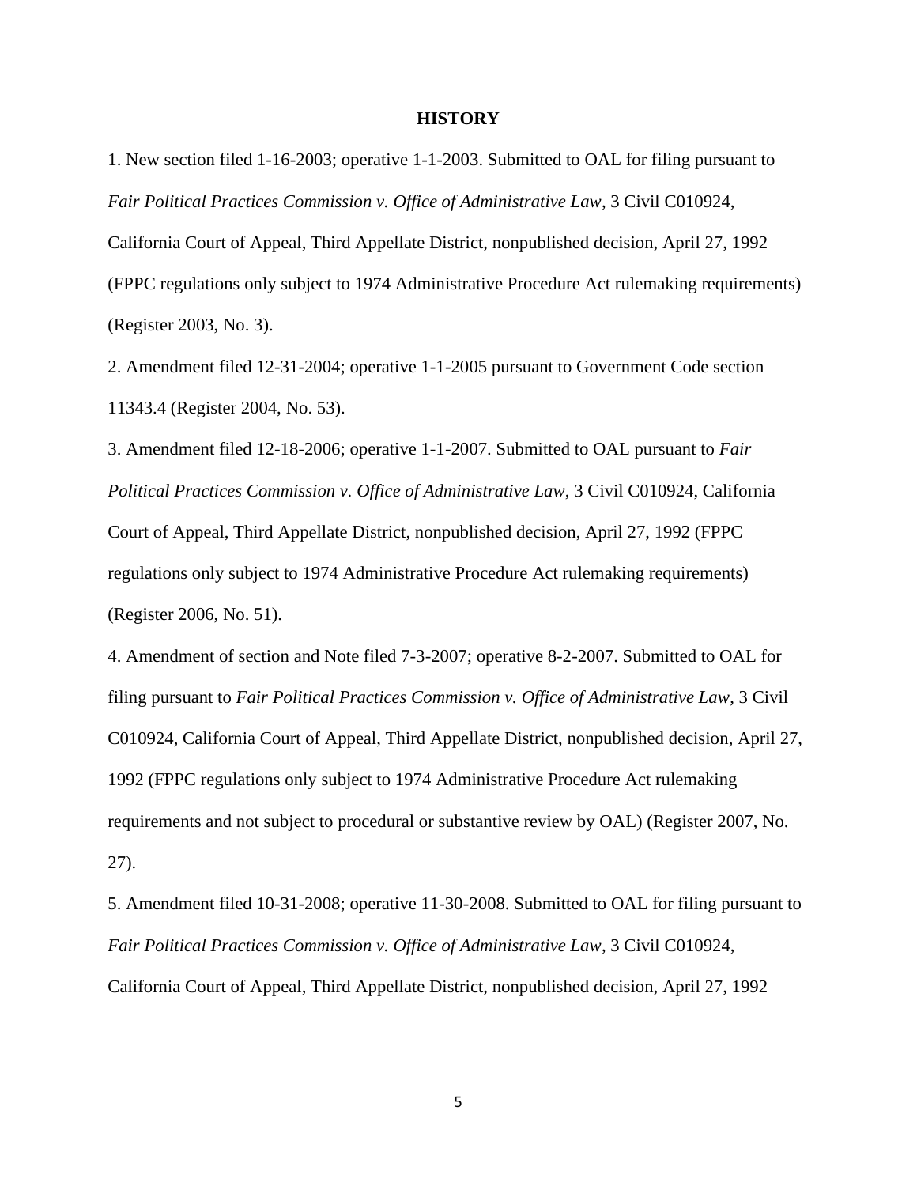**HISTORY**

1. New section filed 1-16-2003; operative 1-1-2003. Submitted to OAL for filing pursuant to *Fair Political Practices Commission v. Office of Administrative Law*, 3 Civil C010924, California Court of Appeal, Third Appellate District, nonpublished decision, April 27, 1992 (FPPC regulations only subject to 1974 Administrative Procedure Act rulemaking requirements) (Register 2003, No. 3).

2. Amendment filed 12-31-2004; operative 1-1-2005 pursuant to Government Code section 11343.4 (Register 2004, No. 53).

3. Amendment filed 12-18-2006; operative 1-1-2007. Submitted to OAL pursuant to *Fair Political Practices Commission v. Office of Administrative Law*, 3 Civil C010924, California Court of Appeal, Third Appellate District, nonpublished decision, April 27, 1992 (FPPC regulations only subject to 1974 Administrative Procedure Act rulemaking requirements) (Register 2006, No. 51).

4. Amendment of section and Note filed 7-3-2007; operative 8-2-2007. Submitted to OAL for filing pursuant to *Fair Political Practices Commission v. Office of Administrative Law*, 3 Civil C010924, California Court of Appeal, Third Appellate District, nonpublished decision, April 27, 1992 (FPPC regulations only subject to 1974 Administrative Procedure Act rulemaking requirements and not subject to procedural or substantive review by OAL) (Register 2007, No. 27).

5. Amendment filed 10-31-2008; operative 11-30-2008. Submitted to OAL for filing pursuant to *Fair Political Practices Commission v. Office of Administrative Law*, 3 Civil C010924, California Court of Appeal, Third Appellate District, nonpublished decision, April 27, 1992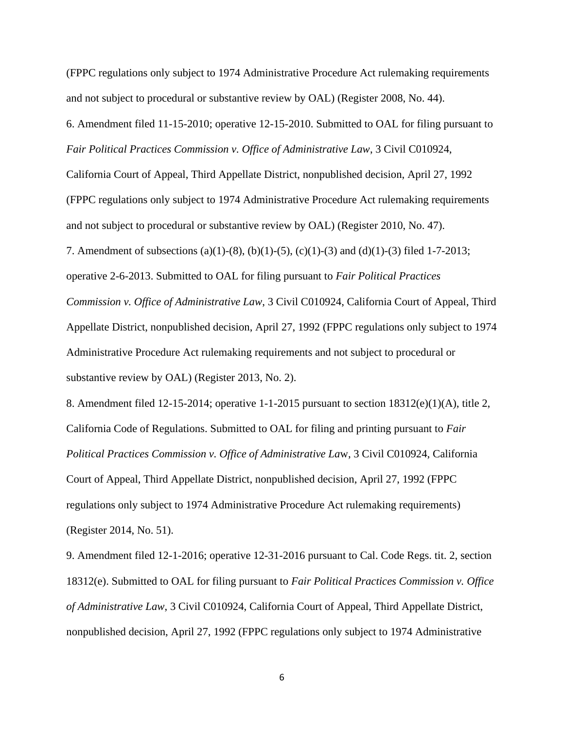(FPPC regulations only subject to 1974 Administrative Procedure Act rulemaking requirements and not subject to procedural or substantive review by OAL) (Register 2008, No. 44).

6. Amendment filed 11-15-2010; operative 12-15-2010. Submitted to OAL for filing pursuant to *Fair Political Practices Commission v. Office of Administrative Law*, 3 Civil C010924, California Court of Appeal, Third Appellate District, nonpublished decision, April 27, 1992 (FPPC regulations only subject to 1974 Administrative Procedure Act rulemaking requirements and not subject to procedural or substantive review by OAL) (Register 2010, No. 47).

7. Amendment of subsections (a)(1)-(8), (b)(1)-(5), (c)(1)-(3) and (d)(1)-(3) filed 1-7-2013; operative 2-6-2013. Submitted to OAL for filing pursuant to *Fair Political Practices Commission v. Office of Administrative Law*, 3 Civil C010924, California Court of Appeal, Third Appellate District, nonpublished decision, April 27, 1992 (FPPC regulations only subject to 1974 Administrative Procedure Act rulemaking requirements and not subject to procedural or substantive review by OAL) (Register 2013, No. 2).

8. Amendment filed 12-15-2014; operative 1-1-2015 pursuant to section 18312(e)(1)(A), title 2, California Code of Regulations. Submitted to OAL for filing and printing pursuant to *Fair Political Practices Commission v. Office of Administrative Law*, 3 Civil C010924, California Court of Appeal, Third Appellate District, nonpublished decision, April 27, 1992 (FPPC regulations only subject to 1974 Administrative Procedure Act rulemaking requirements) (Register 2014, No. 51).

9. Amendment filed 12-1-2016; operative 12-31-2016 pursuant to Cal. Code Regs. tit. 2, section 18312(e). Submitted to OAL for filing pursuant to *Fair Political Practices Commission v. Office of Administrative Law*, 3 Civil C010924, California Court of Appeal, Third Appellate District, nonpublished decision, April 27, 1992 (FPPC regulations only subject to 1974 Administrative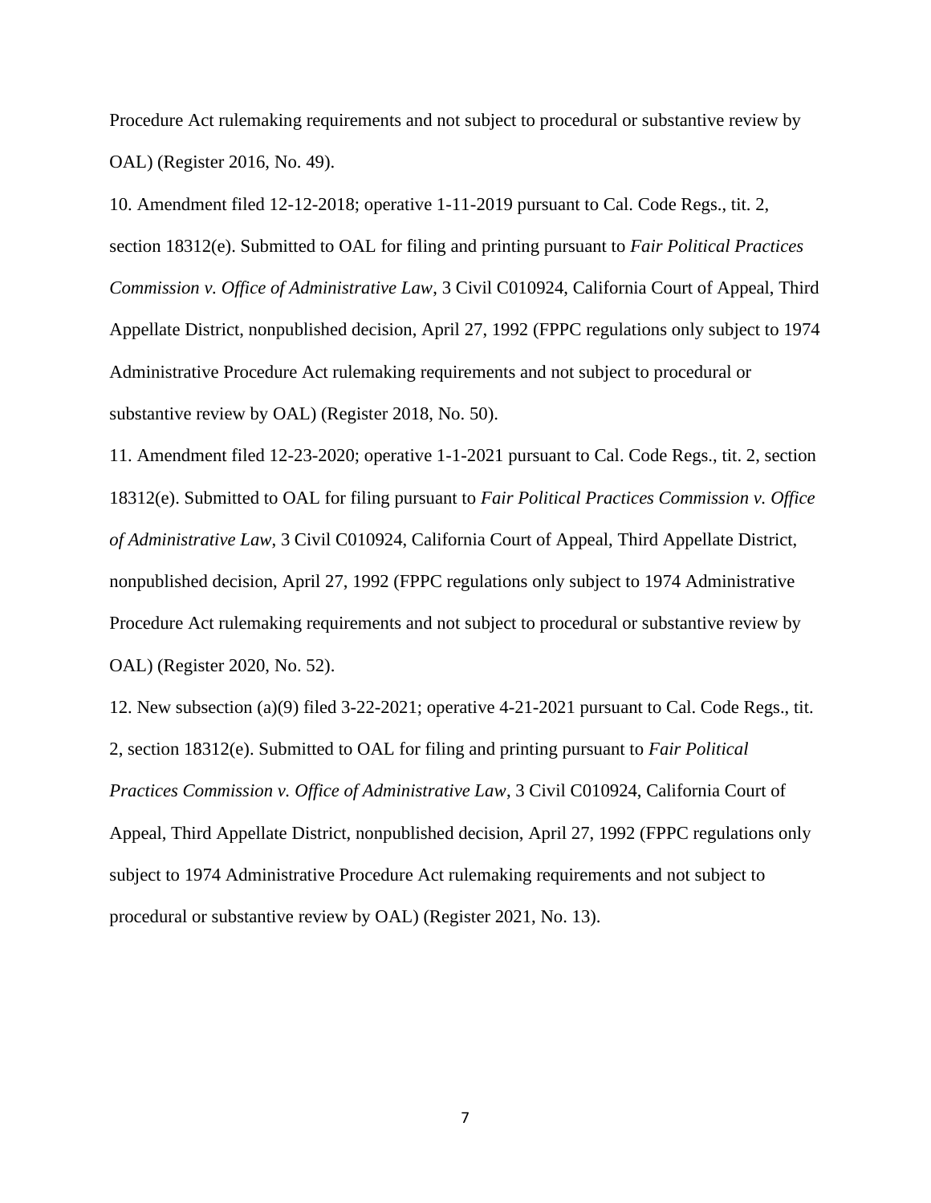Procedure Act rulemaking requirements and not subject to procedural or substantive review by OAL) (Register 2016, No. 49).

10. Amendment filed 12-12-2018; operative 1-11-2019 pursuant to Cal. Code Regs., tit. 2, section 18312(e). Submitted to OAL for filing and printing pursuant to *Fair Political Practices Commission v. Office of Administrative Law*, 3 Civil C010924, California Court of Appeal, Third Appellate District, nonpublished decision, April 27, 1992 (FPPC regulations only subject to 1974 Administrative Procedure Act rulemaking requirements and not subject to procedural or substantive review by OAL) (Register 2018, No. 50).

11. Amendment filed 12-23-2020; operative 1-1-2021 pursuant to Cal. Code Regs., tit. 2, section 18312(e). Submitted to OAL for filing pursuant to *Fair Political Practices Commission v. Office of Administrative Law*, 3 Civil C010924, California Court of Appeal, Third Appellate District, nonpublished decision, April 27, 1992 (FPPC regulations only subject to 1974 Administrative Procedure Act rulemaking requirements and not subject to procedural or substantive review by OAL) (Register 2020, No. 52).

12. New subsection (a)(9) filed 3-22-2021; operative 4-21-2021 pursuant to Cal. Code Regs., tit. 2, section 18312(e). Submitted to OAL for filing and printing pursuant to *Fair Political Practices Commission v. Office of Administrative Law*, 3 Civil C010924, California Court of Appeal, Third Appellate District, nonpublished decision, April 27, 1992 (FPPC regulations only subject to 1974 Administrative Procedure Act rulemaking requirements and not subject to procedural or substantive review by OAL) (Register 2021, No. 13).